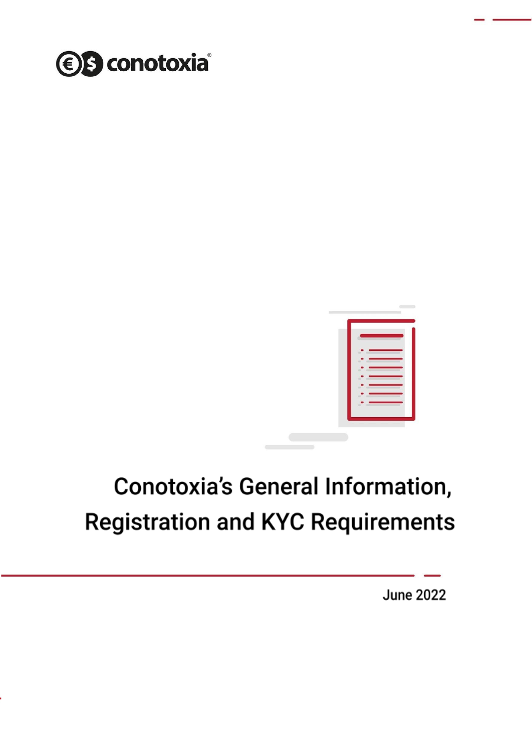conotoxia®

# Conotoxia's General Information, Registration and KYC Requirements

June 2022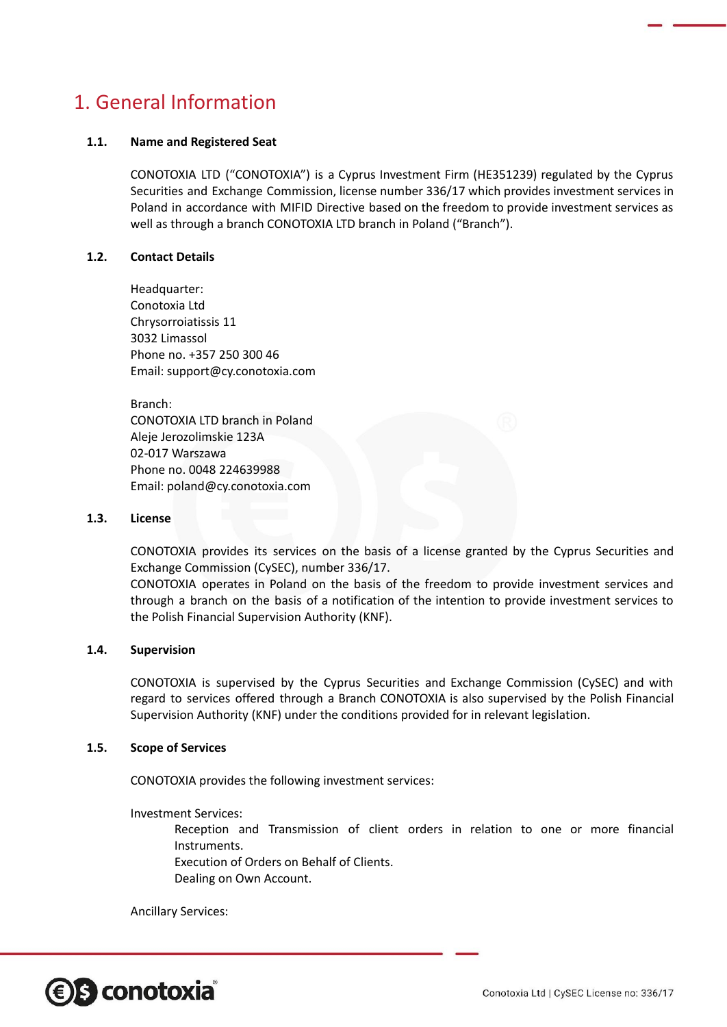# 1. General Information

### 1.1. Name and Registered Seat

CONOTOXIA LTD ("CONOTOXIA") is a Cyprus Investment Firm (HE351239) regulated by the Cyprus Securities and Exchange Commission, license number 336/17 which provides investment services in Poland in accordance with MIFID Directive based on the freedom to provide investment services as well as through a branch CONOTOXIA LTD branch in Poland ("Branch").

### 1.2. Contact Details

Headquarter:
Conotoxia Ltd
Chrysorroiatissis 11
3032 Limassol
Phone no. +357 250 300 46
Email: support@cy.conotoxia.com

Branch:
CONOTOXIA LTD branch in Poland
Aleje Jerozolimskie 123A
02-017 Warszawa
Phone no. 0048 224639988
Email: poland@cy.conotoxia.com

### 1.3. License

CONOTOXIA provides its services on the basis of a license granted by the Cyprus Securities and Exchange Commission (CySEC), number 336/17.
CONOTOXIA operates in Poland on the basis of the freedom to provide investment services and through a branch on the basis of a notification of the intention to provide investment services to the Polish Financial Supervision Authority (KNF).

### 1.4. Supervision

CONOTOXIA is supervised by the Cyprus Securities and Exchange Commission (CySEC) and with regard to services offered through a Branch CONOTOXIA is also supervised by the Polish Financial Supervision Authority (KNF) under the conditions provided for in relevant legislation.

### 1.5. Scope of Services

CONOTOXIA provides the following investment services:

Investment Services:

- Reception and Transmission of client orders in relation to one or more financial Instruments.
- Execution of Orders on Behalf of Clients.
- Dealing on Own Account.

Ancillary Services: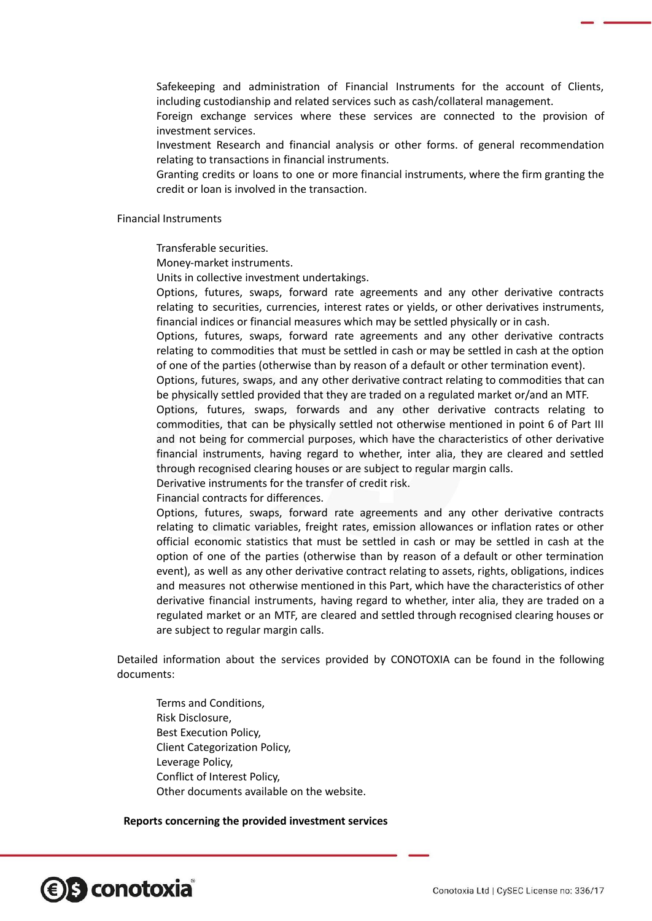- Safekeeping and administration of Financial Instruments for the account of Clients, including custodianship and related services such as cash/collateral management.
- Foreign exchange services where these services are connected to the provision of investment services.
- Investment Research and financial analysis or other forms. of general recommendation relating to transactions in financial instruments.
- Granting credits or loans to one or more financial instruments, where the firm granting the credit or loan is involved in the transaction.

Financial Instruments

- Transferable securities.
- Money-market instruments.
- Units in collective investment undertakings.
- Options, futures, swaps, forward rate agreements and any other derivative contracts relating to securities, currencies, interest rates or yields, or other derivatives instruments, financial indices or financial measures which may be settled physically or in cash.
- Options, futures, swaps, forward rate agreements and any other derivative contracts relating to commodities that must be settled in cash or may be settled in cash at the option of one of the parties (otherwise than by reason of a default or other termination event).
- Options, futures, swaps, and any other derivative contract relating to commodities that can be physically settled provided that they are traded on a regulated market or/and an MTF.
- Options, futures, swaps, forwards and any other derivative contracts relating to commodities, that can be physically settled not otherwise mentioned in point 6 of Part III and not being for commercial purposes, which have the characteristics of other derivative financial instruments, having regard to whether, inter alia, they are cleared and settled through recognised clearing houses or are subject to regular margin calls.
- Derivative instruments for the transfer of credit risk.
- Financial contracts for differences.
- Options, futures, swaps, forward rate agreements and any other derivative contracts relating to climatic variables, freight rates, emission allowances or inflation rates or other official economic statistics that must be settled in cash or may be settled in cash at the option of one of the parties (otherwise than by reason of a default or other termination event), as well as any other derivative contract relating to assets, rights, obligations, indices and measures not otherwise mentioned in this Part, which have the characteristics of other derivative financial instruments, having regard to whether, inter alia, they are traded on a regulated market or an MTF, are cleared and settled through recognised clearing houses or are subject to regular margin calls.

Detailed information about the services provided by CONOTOXIA can be found in the following documents:

- Terms and Conditions,
- Risk Disclosure,
- Best Execution Policy,
- Client Categorization Policy,
- Leverage Policy,
- Conflict of Interest Policy,
- Other documents available on the website.

**Reports concerning the provided investment services**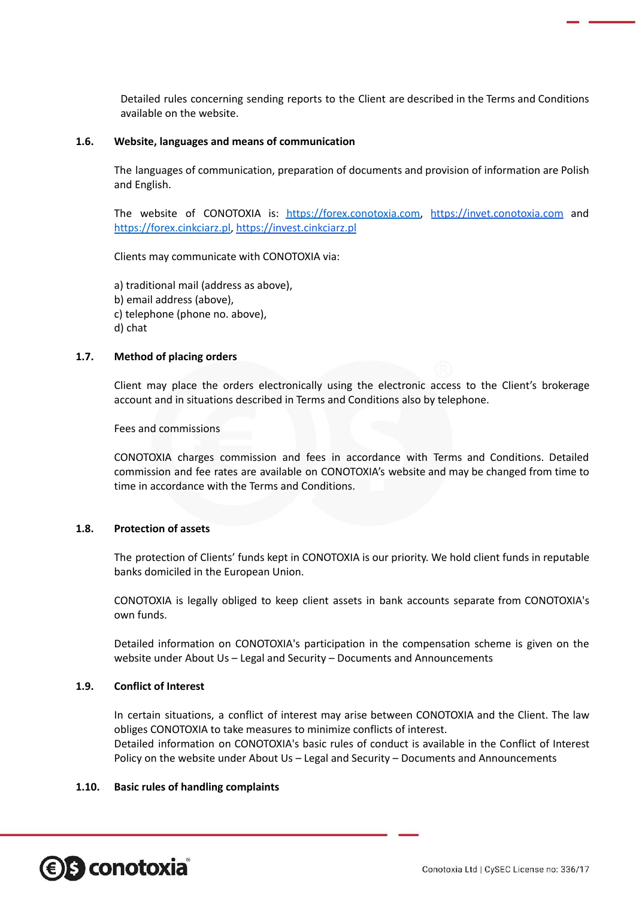Detailed rules concerning sending reports to the Client are described in the Terms and Conditions available on the website.

### 1.6. Website, languages and means of communication

The languages of communication, preparation of documents and provision of information are Polish and English.

The website of CONOTOXIA is: https://forex.conotoxia.com, https://invet.conotoxia.com and https://forex.cinkciarz.pl, https://invest.cinkciarz.pl

Clients may communicate with CONOTOXIA via:

a) traditional mail (address as above),
b) email address (above),
c) telephone (phone no. above),
d) chat

### 1.7. Method of placing orders

Client may place the orders electronically using the electronic access to the Client's brokerage account and in situations described in Terms and Conditions also by telephone.

Fees and commissions

CONOTOXIA charges commission and fees in accordance with Terms and Conditions. Detailed commission and fee rates are available on CONOTOXIA's website and may be changed from time to time in accordance with the Terms and Conditions.

### 1.8. Protection of assets

The protection of Clients' funds kept in CONOTOXIA is our priority. We hold client funds in reputable banks domiciled in the European Union.

CONOTOXIA is legally obliged to keep client assets in bank accounts separate from CONOTOXIA's own funds.

Detailed information on CONOTOXIA's participation in the compensation scheme is given on the website under About Us – Legal and Security – Documents and Announcements

### 1.9. Conflict of Interest

In certain situations, a conflict of interest may arise between CONOTOXIA and the Client. The law obliges CONOTOXIA to take measures to minimize conflicts of interest.
Detailed information on CONOTOXIA's basic rules of conduct is available in the Conflict of Interest Policy on the website under About Us – Legal and Security – Documents and Announcements

### 1.10. Basic rules of handling complaints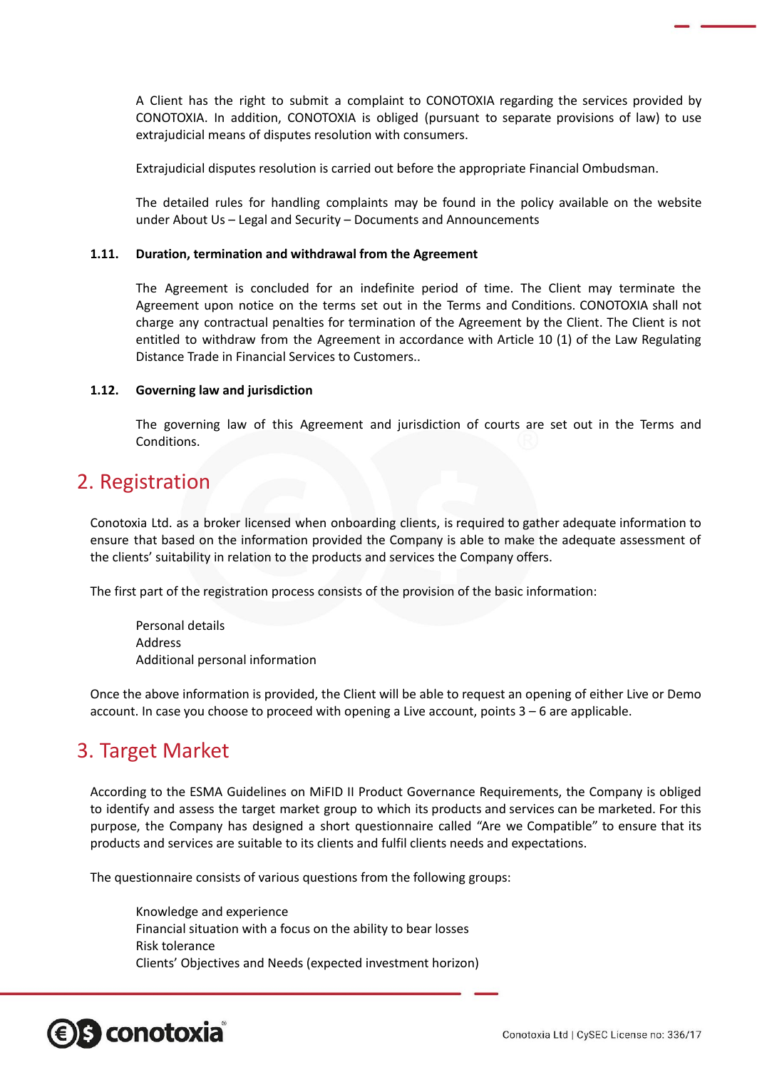A Client has the right to submit a complaint to CONOTOXIA regarding the services provided by CONOTOXIA. In addition, CONOTOXIA is obliged (pursuant to separate provisions of law) to use extrajudicial means of disputes resolution with consumers.

Extrajudicial disputes resolution is carried out before the appropriate Financial Ombudsman.

The detailed rules for handling complaints may be found in the policy available on the website under About Us – Legal and Security – Documents and Announcements

### 1.11. Duration, termination and withdrawal from the Agreement

The Agreement is concluded for an indefinite period of time. The Client may terminate the Agreement upon notice on the terms set out in the Terms and Conditions. CONOTOXIA shall not charge any contractual penalties for termination of the Agreement by the Client. The Client is not entitled to withdraw from the Agreement in accordance with Article 10 (1) of the Law Regulating Distance Trade in Financial Services to Customers..

### 1.12. Governing law and jurisdiction

The governing law of this Agreement and jurisdiction of courts are set out in the Terms and Conditions.

## 2. Registration

Conotoxia Ltd. as a broker licensed when onboarding clients, is required to gather adequate information to ensure that based on the information provided the Company is able to make the adequate assessment of the clients' suitability in relation to the products and services the Company offers.

The first part of the registration process consists of the provision of the basic information:

- Personal details
- Address
- Additional personal information

Once the above information is provided, the Client will be able to request an opening of either Live or Demo account. In case you choose to proceed with opening a Live account, points 3 – 6 are applicable.

## 3. Target Market

According to the ESMA Guidelines on MiFID II Product Governance Requirements, the Company is obliged to identify and assess the target market group to which its products and services can be marketed. For this purpose, the Company has designed a short questionnaire called "Are we Compatible" to ensure that its products and services are suitable to its clients and fulfil clients needs and expectations.

The questionnaire consists of various questions from the following groups:

- Knowledge and experience
- Financial situation with a focus on the ability to bear losses
- Risk tolerance
- Clients' Objectives and Needs (expected investment horizon)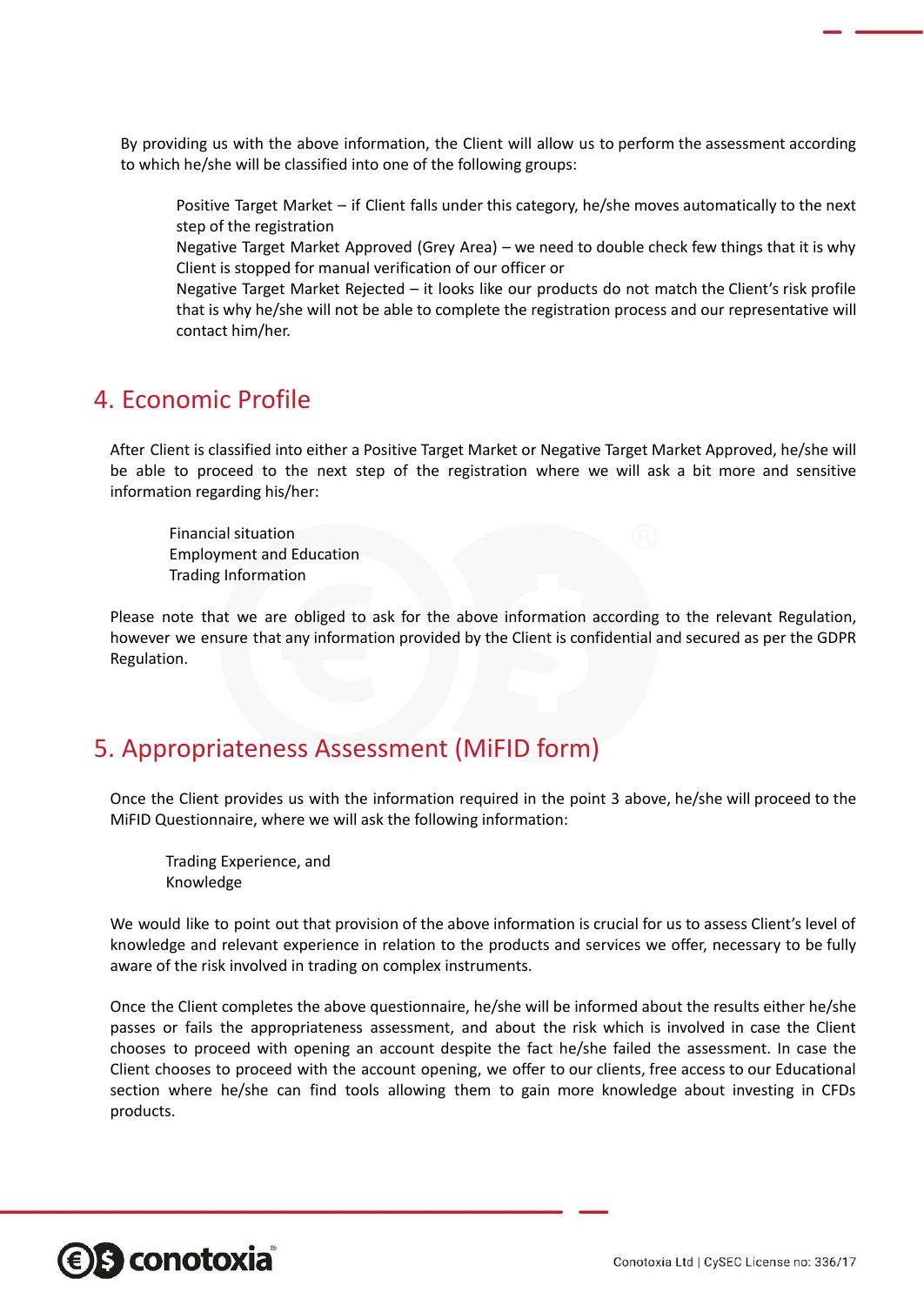By providing us with the above information, the Client will allow us to perform the assessment according to which he/she will be classified into one of the following groups:

- Positive Target Market – if Client falls under this category, he/she moves automatically to the next step of the registration
- Negative Target Market Approved (Grey Area) – we need to double check few things that it is why Client is stopped for manual verification of our officer or
- Negative Target Market Rejected – it looks like our products do not match the Client's risk profile that is why he/she will not be able to complete the registration process and our representative will contact him/her.

## 4. Economic Profile

After Client is classified into either a Positive Target Market or Negative Target Market Approved, he/she will be able to proceed to the next step of the registration where we will ask a bit more and sensitive information regarding his/her:

- Financial situation
- Employment and Education
- Trading Information

Please note that we are obliged to ask for the above information according to the relevant Regulation, however we ensure that any information provided by the Client is confidential and secured as per the GDPR Regulation.

## 5. Appropriateness Assessment (MiFID form)

Once the Client provides us with the information required in the point 3 above, he/she will proceed to the MiFID Questionnaire, where we will ask the following information:

- Trading Experience, and
- Knowledge

We would like to point out that provision of the above information is crucial for us to assess Client's level of knowledge and relevant experience in relation to the products and services we offer, necessary to be fully aware of the risk involved in trading on complex instruments.

Once the Client completes the above questionnaire, he/she will be informed about the results either he/she passes or fails the appropriateness assessment, and about the risk which is involved in case the Client chooses to proceed with opening an account despite the fact he/she failed the assessment. In case the Client chooses to proceed with the account opening, we offer to our clients, free access to our Educational section where he/she can find tools allowing them to gain more knowledge about investing in CFDs products.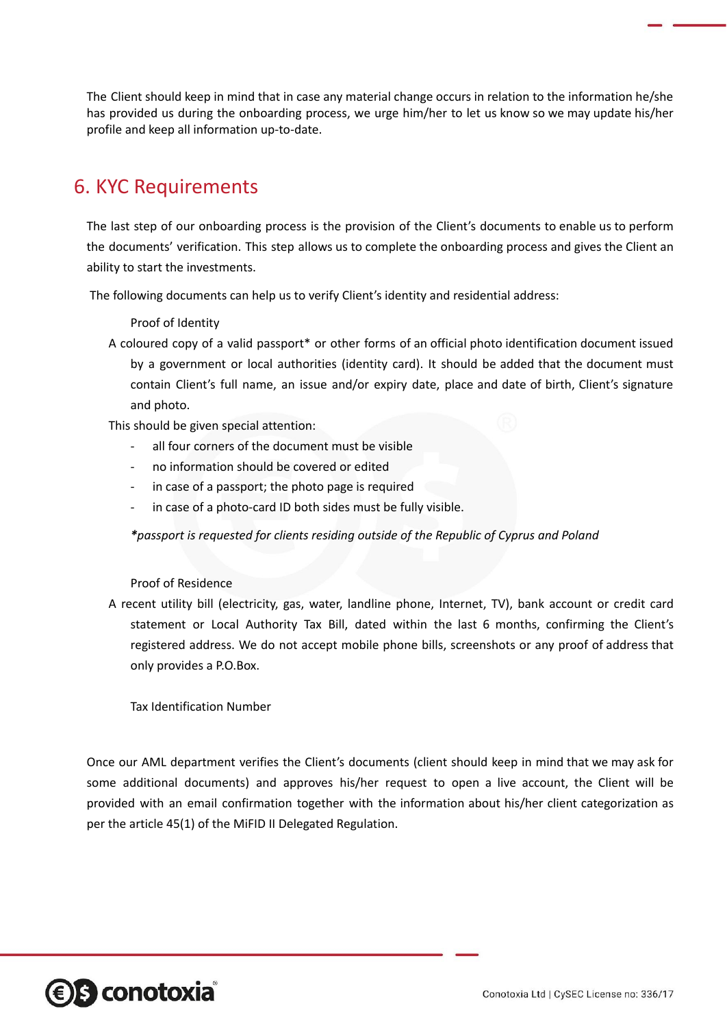The Client should keep in mind that in case any material change occurs in relation to the information he/she has provided us during the onboarding process, we urge him/her to let us know so we may update his/her profile and keep all information up-to-date.

## 6. KYC Requirements

The last step of our onboarding process is the provision of the Client's documents to enable us to perform the documents' verification. This step allows us to complete the onboarding process and gives the Client an ability to start the investments.

The following documents can help us to verify Client's identity and residential address:

Proof of Identity

A coloured copy of a valid passport* or other forms of an official photo identification document issued by a government or local authorities (identity card). It should be added that the document must contain Client's full name, an issue and/or expiry date, place and date of birth, Client's signature and photo.

This should be given special attention:

- all four corners of the document must be visible
- no information should be covered or edited
- in case of a passport; the photo page is required
- in case of a photo-card ID both sides must be fully visible.

*\*passport is requested for clients residing outside of the Republic of Cyprus and Poland*

Proof of Residence

A recent utility bill (electricity, gas, water, landline phone, Internet, TV), bank account or credit card statement or Local Authority Tax Bill, dated within the last 6 months, confirming the Client's registered address. We do not accept mobile phone bills, screenshots or any proof of address that only provides a P.O.Box.

Tax Identification Number

Once our AML department verifies the Client's documents (client should keep in mind that we may ask for some additional documents) and approves his/her request to open a live account, the Client will be provided with an email confirmation together with the information about his/her client categorization as per the article 45(1) of the MiFID II Delegated Regulation.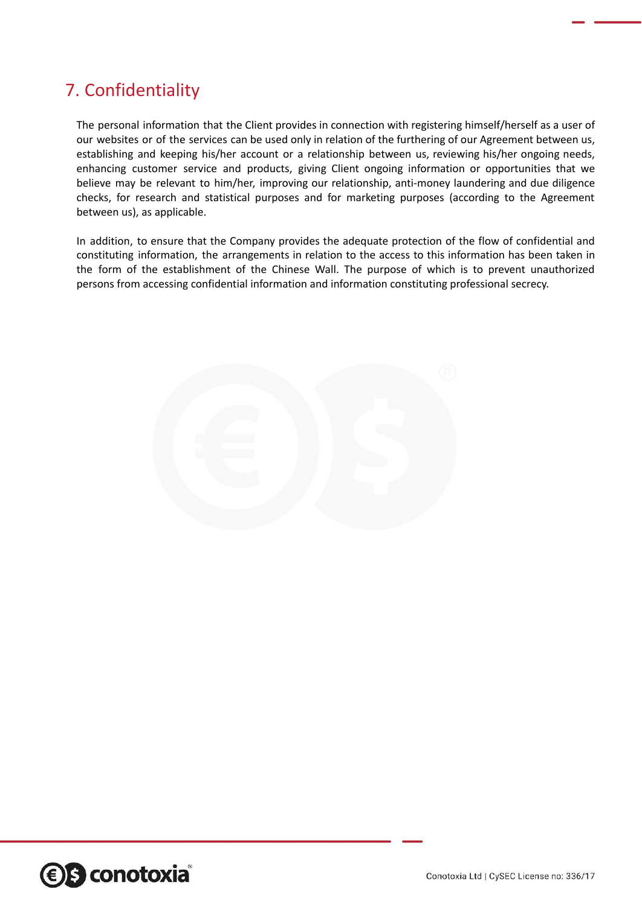## 7. Confidentiality

The personal information that the Client provides in connection with registering himself/herself as a user of our websites or of the services can be used only in relation of the furthering of our Agreement between us, establishing and keeping his/her account or a relationship between us, reviewing his/her ongoing needs, enhancing customer service and products, giving Client ongoing information or opportunities that we believe may be relevant to him/her, improving our relationship, anti-money laundering and due diligence checks, for research and statistical purposes and for marketing purposes (according to the Agreement between us), as applicable.

In addition, to ensure that the Company provides the adequate protection of the flow of confidential and constituting information, the arrangements in relation to the access to this information has been taken in the form of the establishment of the Chinese Wall. The purpose of which is to prevent unauthorized persons from accessing confidential information and information constituting professional secrecy.